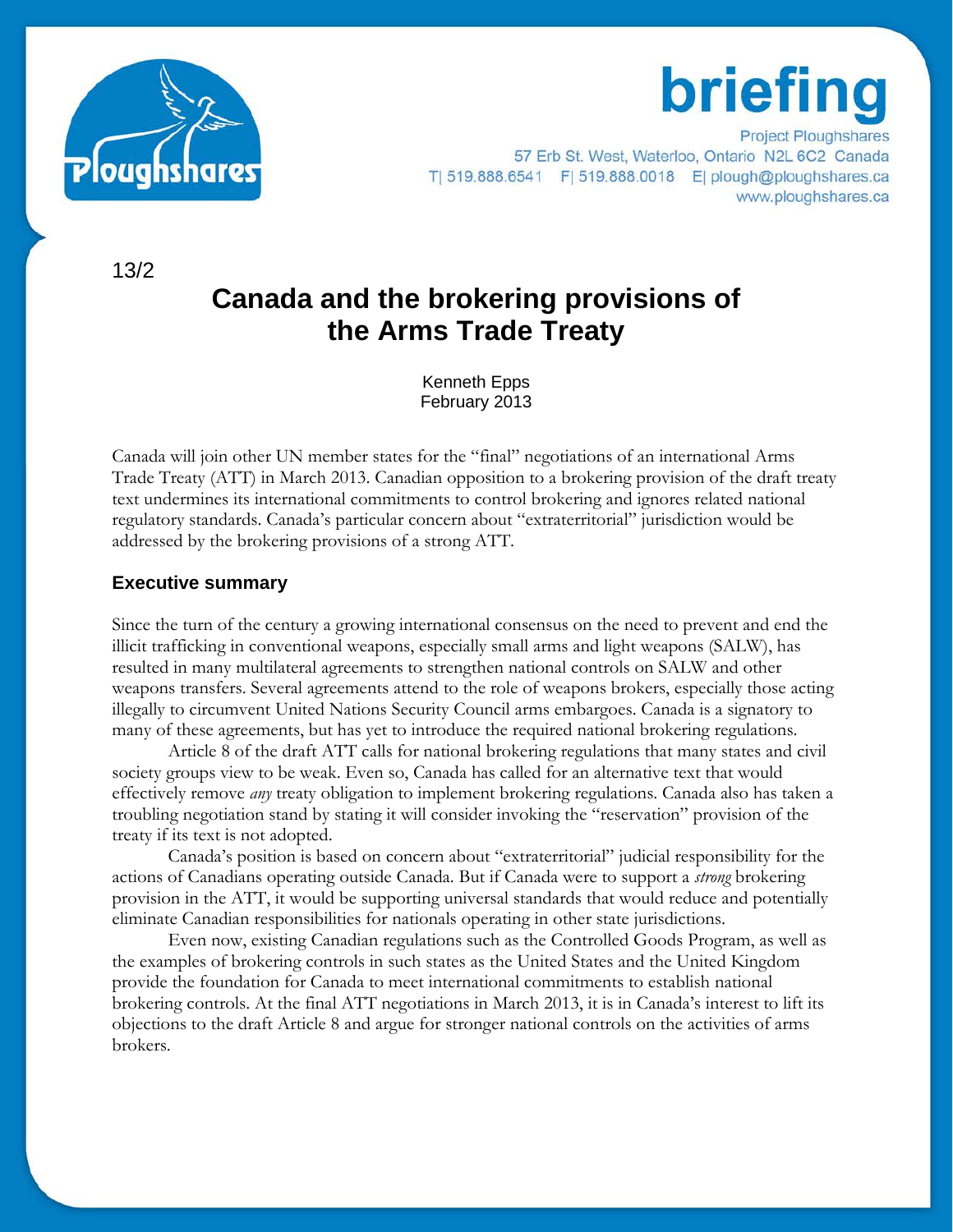briefing

Project Ploughshares
57 Erb St. West, Waterloo, Ontario N2L 6C2 Canada
T| 519.888.6541 F| 519.888.0018 E| plough@ploughshares.ca
www.ploughshares.ca

13/2

# Canada and the brokering provisions of the Arms Trade Treaty

Kenneth Epps
February 2013

Canada will join other UN member states for the "final" negotiations of an international Arms Trade Treaty (ATT) in March 2013. Canadian opposition to a brokering provision of the draft treaty text undermines its international commitments to control brokering and ignores related national regulatory standards. Canada's particular concern about "extraterritorial" jurisdiction would be addressed by the brokering provisions of a strong ATT.

## Executive summary

Since the turn of the century a growing international consensus on the need to prevent and end the illicit trafficking in conventional weapons, especially small arms and light weapons (SALW), has resulted in many multilateral agreements to strengthen national controls on SALW and other weapons transfers. Several agreements attend to the role of weapons brokers, especially those acting illegally to circumvent United Nations Security Council arms embargoes. Canada is a signatory to many of these agreements, but has yet to introduce the required national brokering regulations.

Article 8 of the draft ATT calls for national brokering regulations that many states and civil society groups view to be weak. Even so, Canada has called for an alternative text that would effectively remove *any* treaty obligation to implement brokering regulations. Canada also has taken a troubling negotiation stand by stating it will consider invoking the "reservation" provision of the treaty if its text is not adopted.

Canada's position is based on concern about "extraterritorial" judicial responsibility for the actions of Canadians operating outside Canada. But if Canada were to support a *strong* brokering provision in the ATT, it would be supporting universal standards that would reduce and potentially eliminate Canadian responsibilities for nationals operating in other state jurisdictions.

Even now, existing Canadian regulations such as the Controlled Goods Program, as well as the examples of brokering controls in such states as the United States and the United Kingdom provide the foundation for Canada to meet international commitments to establish national brokering controls. At the final ATT negotiations in March 2013, it is in Canada's interest to lift its objections to the draft Article 8 and argue for stronger national controls on the activities of arms brokers.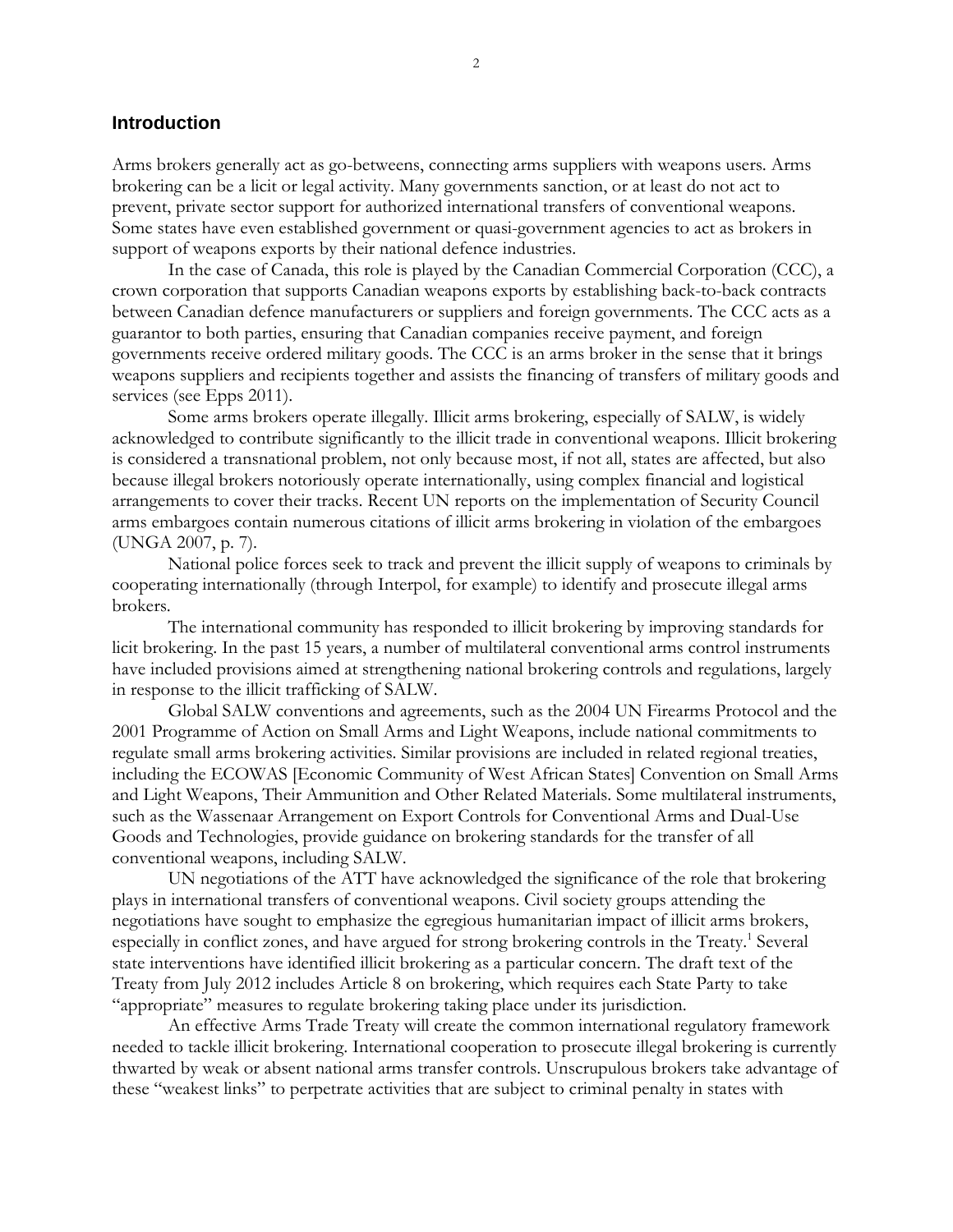## Introduction

Arms brokers generally act as go-betweens, connecting arms suppliers with weapons users. Arms brokering can be a licit or legal activity. Many governments sanction, or at least do not act to prevent, private sector support for authorized international transfers of conventional weapons. Some states have even established government or quasi-government agencies to act as brokers in support of weapons exports by their national defence industries.

In the case of Canada, this role is played by the Canadian Commercial Corporation (CCC), a crown corporation that supports Canadian weapons exports by establishing back-to-back contracts between Canadian defence manufacturers or suppliers and foreign governments. The CCC acts as a guarantor to both parties, ensuring that Canadian companies receive payment, and foreign governments receive ordered military goods. The CCC is an arms broker in the sense that it brings weapons suppliers and recipients together and assists the financing of transfers of military goods and services (see Epps 2011).

Some arms brokers operate illegally. Illicit arms brokering, especially of SALW, is widely acknowledged to contribute significantly to the illicit trade in conventional weapons. Illicit brokering is considered a transnational problem, not only because most, if not all, states are affected, but also because illegal brokers notoriously operate internationally, using complex financial and logistical arrangements to cover their tracks. Recent UN reports on the implementation of Security Council arms embargoes contain numerous citations of illicit arms brokering in violation of the embargoes (UNGA 2007, p. 7).

National police forces seek to track and prevent the illicit supply of weapons to criminals by cooperating internationally (through Interpol, for example) to identify and prosecute illegal arms brokers.

The international community has responded to illicit brokering by improving standards for licit brokering. In the past 15 years, a number of multilateral conventional arms control instruments have included provisions aimed at strengthening national brokering controls and regulations, largely in response to the illicit trafficking of SALW.

Global SALW conventions and agreements, such as the 2004 UN Firearms Protocol and the 2001 Programme of Action on Small Arms and Light Weapons, include national commitments to regulate small arms brokering activities. Similar provisions are included in related regional treaties, including the ECOWAS [Economic Community of West African States] Convention on Small Arms and Light Weapons, Their Ammunition and Other Related Materials. Some multilateral instruments, such as the Wassenaar Arrangement on Export Controls for Conventional Arms and Dual-Use Goods and Technologies, provide guidance on brokering standards for the transfer of all conventional weapons, including SALW.

UN negotiations of the ATT have acknowledged the significance of the role that brokering plays in international transfers of conventional weapons. Civil society groups attending the negotiations have sought to emphasize the egregious humanitarian impact of illicit arms brokers, especially in conflict zones, and have argued for strong brokering controls in the Treaty.[1] Several state interventions have identified illicit brokering as a particular concern. The draft text of the Treaty from July 2012 includes Article 8 on brokering, which requires each State Party to take "appropriate" measures to regulate brokering taking place under its jurisdiction.

An effective Arms Trade Treaty will create the common international regulatory framework needed to tackle illicit brokering. International cooperation to prosecute illegal brokering is currently thwarted by weak or absent national arms transfer controls. Unscrupulous brokers take advantage of these "weakest links" to perpetrate activities that are subject to criminal penalty in states with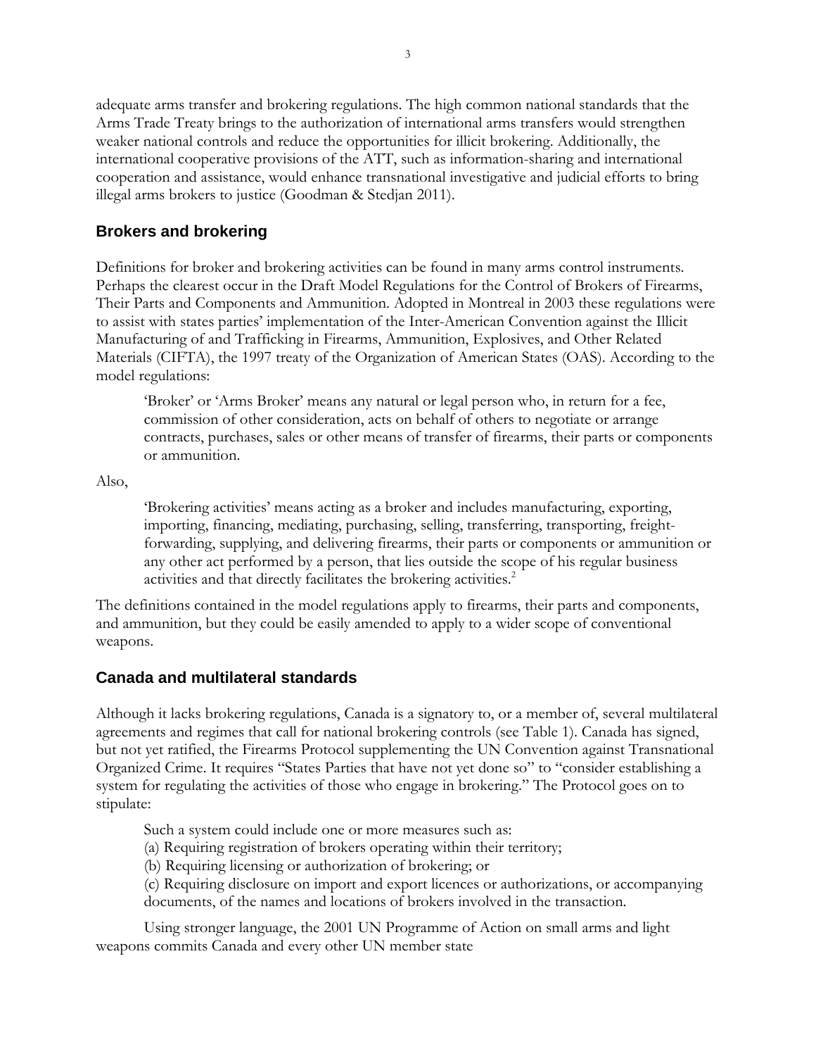adequate arms transfer and brokering regulations. The high common national standards that the Arms Trade Treaty brings to the authorization of international arms transfers would strengthen weaker national controls and reduce the opportunities for illicit brokering. Additionally, the international cooperative provisions of the ATT, such as information-sharing and international cooperation and assistance, would enhance transnational investigative and judicial efforts to bring illegal arms brokers to justice (Goodman & Stedjan 2011).

## Brokers and brokering

Definitions for broker and brokering activities can be found in many arms control instruments. Perhaps the clearest occur in the Draft Model Regulations for the Control of Brokers of Firearms, Their Parts and Components and Ammunition. Adopted in Montreal in 2003 these regulations were to assist with states parties' implementation of the Inter-American Convention against the Illicit Manufacturing of and Trafficking in Firearms, Ammunition, Explosives, and Other Related Materials (CIFTA), the 1997 treaty of the Organization of American States (OAS). According to the model regulations:

> 'Broker' or 'Arms Broker' means any natural or legal person who, in return for a fee, commission of other consideration, acts on behalf of others to negotiate or arrange contracts, purchases, sales or other means of transfer of firearms, their parts or components or ammunition.

Also,

> 'Brokering activities' means acting as a broker and includes manufacturing, exporting, importing, financing, mediating, purchasing, selling, transferring, transporting, freight-forwarding, supplying, and delivering firearms, their parts or components or ammunition or any other act performed by a person, that lies outside the scope of his regular business activities and that directly facilitates the brokering activities.[2]

The definitions contained in the model regulations apply to firearms, their parts and components, and ammunition, but they could be easily amended to apply to a wider scope of conventional weapons.

## Canada and multilateral standards

Although it lacks brokering regulations, Canada is a signatory to, or a member of, several multilateral agreements and regimes that call for national brokering controls (see Table 1). Canada has signed, but not yet ratified, the Firearms Protocol supplementing the UN Convention against Transnational Organized Crime. It requires "States Parties that have not yet done so" to "consider establishing a system for regulating the activities of those who engage in brokering." The Protocol goes on to stipulate:

> Such a system could include one or more measures such as:
> (a) Requiring registration of brokers operating within their territory;
> (b) Requiring licensing or authorization of brokering; or
> (c) Requiring disclosure on import and export licences or authorizations, or accompanying documents, of the names and locations of brokers involved in the transaction.

Using stronger language, the 2001 UN Programme of Action on small arms and light weapons commits Canada and every other UN member state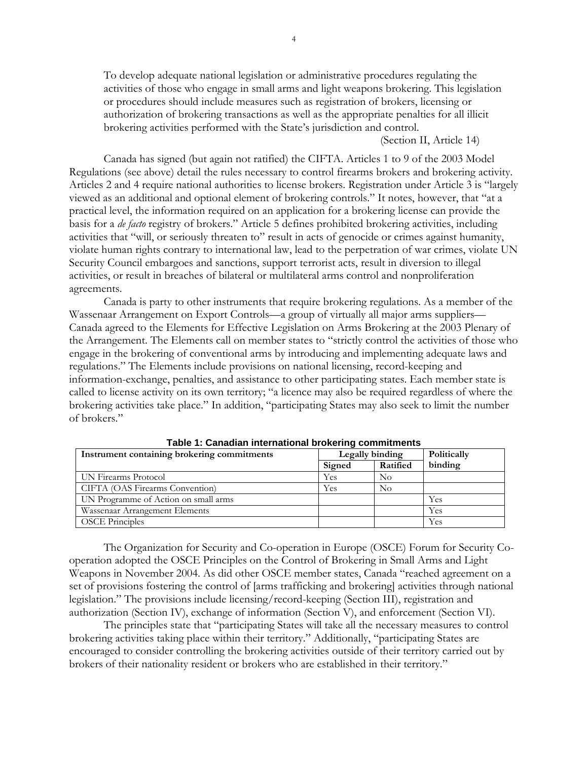> To develop adequate national legislation or administrative procedures regulating the activities of those who engage in small arms and light weapons brokering. This legislation or procedures should include measures such as registration of brokers, licensing or authorization of brokering transactions as well as the appropriate penalties for all illicit brokering activities performed with the State's jurisdiction and control.
>
> (Section II, Article 14)

Canada has signed (but again not ratified) the CIFTA. Articles 1 to 9 of the 2003 Model Regulations (see above) detail the rules necessary to control firearms brokers and brokering activity. Articles 2 and 4 require national authorities to license brokers. Registration under Article 3 is "largely viewed as an additional and optional element of brokering controls." It notes, however, that "at a practical level, the information required on an application for a brokering license can provide the basis for a *de facto* registry of brokers." Article 5 defines prohibited brokering activities, including activities that "will, or seriously threaten to" result in acts of genocide or crimes against humanity, violate human rights contrary to international law, lead to the perpetration of war crimes, violate UN Security Council embargoes and sanctions, support terrorist acts, result in diversion to illegal activities, or result in breaches of bilateral or multilateral arms control and nonproliferation agreements.

Canada is party to other instruments that require brokering regulations. As a member of the Wassenaar Arrangement on Export Controls—a group of virtually all major arms suppliers—Canada agreed to the Elements for Effective Legislation on Arms Brokering at the 2003 Plenary of the Arrangement. The Elements call on member states to "strictly control the activities of those who engage in the brokering of conventional arms by introducing and implementing adequate laws and regulations." The Elements include provisions on national licensing, record-keeping and information-exchange, penalties, and assistance to other participating states. Each member state is called to license activity on its own territory; "a licence may also be required regardless of where the brokering activities take place." In addition, "participating States may also seek to limit the number of brokers."

**Table 1: Canadian international brokering commitments**

| Instrument containing brokering commitments | Legally binding | | Politically binding |
|---|---|---|---|
| | **Signed** | **Ratified** | |
| UN Firearms Protocol | Yes | No | |
| CIFTA (OAS Firearms Convention) | Yes | No | |
| UN Programme of Action on small arms | | | Yes |
| Wassenaar Arrangement Elements | | | Yes |
| OSCE Principles | | | Yes |

The Organization for Security and Co-operation in Europe (OSCE) Forum for Security Co-operation adopted the OSCE Principles on the Control of Brokering in Small Arms and Light Weapons in November 2004. As did other OSCE member states, Canada "reached agreement on a set of provisions fostering the control of [arms trafficking and brokering] activities through national legislation." The provisions include licensing/record-keeping (Section III), registration and authorization (Section IV), exchange of information (Section V), and enforcement (Section VI).

The principles state that "participating States will take all the necessary measures to control brokering activities taking place within their territory." Additionally, "participating States are encouraged to consider controlling the brokering activities outside of their territory carried out by brokers of their nationality resident or brokers who are established in their territory."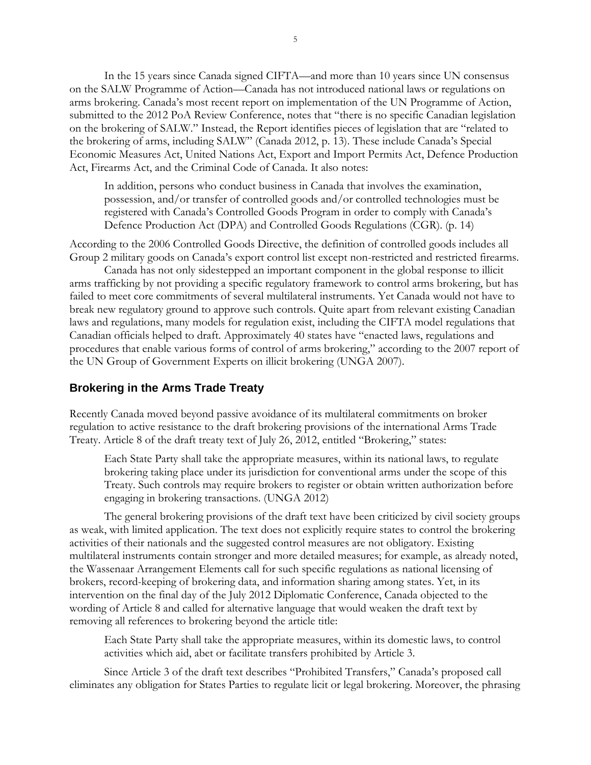In the 15 years since Canada signed CIFTA—and more than 10 years since UN consensus on the SALW Programme of Action—Canada has not introduced national laws or regulations on arms brokering. Canada's most recent report on implementation of the UN Programme of Action, submitted to the 2012 PoA Review Conference, notes that "there is no specific Canadian legislation on the brokering of SALW." Instead, the Report identifies pieces of legislation that are "related to the brokering of arms, including SALW" (Canada 2012, p. 13). These include Canada's Special Economic Measures Act, United Nations Act, Export and Import Permits Act, Defence Production Act, Firearms Act, and the Criminal Code of Canada. It also notes:

> In addition, persons who conduct business in Canada that involves the examination, possession, and/or transfer of controlled goods and/or controlled technologies must be registered with Canada's Controlled Goods Program in order to comply with Canada's Defence Production Act (DPA) and Controlled Goods Regulations (CGR). (p. 14)

According to the 2006 Controlled Goods Directive, the definition of controlled goods includes all Group 2 military goods on Canada's export control list except non-restricted and restricted firearms.

Canada has not only sidestepped an important component in the global response to illicit arms trafficking by not providing a specific regulatory framework to control arms brokering, but has failed to meet core commitments of several multilateral instruments. Yet Canada would not have to break new regulatory ground to approve such controls. Quite apart from relevant existing Canadian laws and regulations, many models for regulation exist, including the CIFTA model regulations that Canadian officials helped to draft. Approximately 40 states have "enacted laws, regulations and procedures that enable various forms of control of arms brokering," according to the 2007 report of the UN Group of Government Experts on illicit brokering (UNGA 2007).

## Brokering in the Arms Trade Treaty

Recently Canada moved beyond passive avoidance of its multilateral commitments on broker regulation to active resistance to the draft brokering provisions of the international Arms Trade Treaty. Article 8 of the draft treaty text of July 26, 2012, entitled "Brokering," states:

> Each State Party shall take the appropriate measures, within its national laws, to regulate brokering taking place under its jurisdiction for conventional arms under the scope of this Treaty. Such controls may require brokers to register or obtain written authorization before engaging in brokering transactions. (UNGA 2012)

The general brokering provisions of the draft text have been criticized by civil society groups as weak, with limited application. The text does not explicitly require states to control the brokering activities of their nationals and the suggested control measures are not obligatory. Existing multilateral instruments contain stronger and more detailed measures; for example, as already noted, the Wassenaar Arrangement Elements call for such specific regulations as national licensing of brokers, record-keeping of brokering data, and information sharing among states. Yet, in its intervention on the final day of the July 2012 Diplomatic Conference, Canada objected to the wording of Article 8 and called for alternative language that would weaken the draft text by removing all references to brokering beyond the article title:

> Each State Party shall take the appropriate measures, within its domestic laws, to control activities which aid, abet or facilitate transfers prohibited by Article 3.

Since Article 3 of the draft text describes "Prohibited Transfers," Canada's proposed call eliminates any obligation for States Parties to regulate licit or legal brokering. Moreover, the phrasing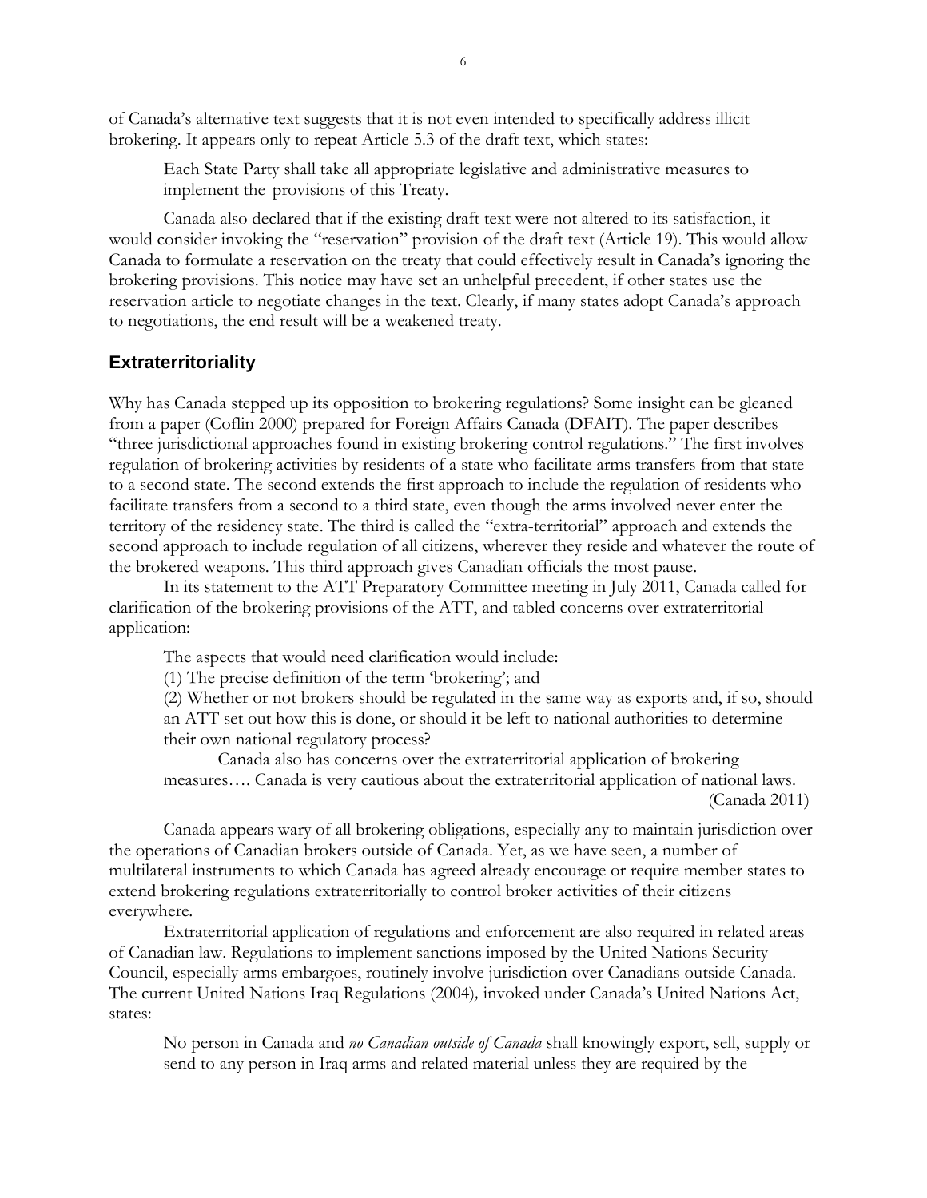of Canada's alternative text suggests that it is not even intended to specifically address illicit brokering. It appears only to repeat Article 5.3 of the draft text, which states:

> Each State Party shall take all appropriate legislative and administrative measures to implement the provisions of this Treaty.

Canada also declared that if the existing draft text were not altered to its satisfaction, it would consider invoking the "reservation" provision of the draft text (Article 19). This would allow Canada to formulate a reservation on the treaty that could effectively result in Canada's ignoring the brokering provisions. This notice may have set an unhelpful precedent, if other states use the reservation article to negotiate changes in the text. Clearly, if many states adopt Canada's approach to negotiations, the end result will be a weakened treaty.

## Extraterritoriality

Why has Canada stepped up its opposition to brokering regulations? Some insight can be gleaned from a paper (Coflin 2000) prepared for Foreign Affairs Canada (DFAIT). The paper describes "three jurisdictional approaches found in existing brokering control regulations." The first involves regulation of brokering activities by residents of a state who facilitate arms transfers from that state to a second state. The second extends the first approach to include the regulation of residents who facilitate transfers from a second to a third state, even though the arms involved never enter the territory of the residency state. The third is called the "extra-territorial" approach and extends the second approach to include regulation of all citizens, wherever they reside and whatever the route of the brokered weapons. This third approach gives Canadian officials the most pause.

In its statement to the ATT Preparatory Committee meeting in July 2011, Canada called for clarification of the brokering provisions of the ATT, and tabled concerns over extraterritorial application:

> The aspects that would need clarification would include:
> (1) The precise definition of the term 'brokering'; and
> (2) Whether or not brokers should be regulated in the same way as exports and, if so, should an ATT set out how this is done, or should it be left to national authorities to determine their own national regulatory process?
>
> Canada also has concerns over the extraterritorial application of brokering measures…. Canada is very cautious about the extraterritorial application of national laws. (Canada 2011)

Canada appears wary of all brokering obligations, especially any to maintain jurisdiction over the operations of Canadian brokers outside of Canada. Yet, as we have seen, a number of multilateral instruments to which Canada has agreed already encourage or require member states to extend brokering regulations extraterritorially to control broker activities of their citizens everywhere.

Extraterritorial application of regulations and enforcement are also required in related areas of Canadian law. Regulations to implement sanctions imposed by the United Nations Security Council, especially arms embargoes, routinely involve jurisdiction over Canadians outside Canada. The current United Nations Iraq Regulations (2004)*,* invoked under Canada's United Nations Act, states:

> No person in Canada and *no Canadian outside of Canada* shall knowingly export, sell, supply or send to any person in Iraq arms and related material unless they are required by the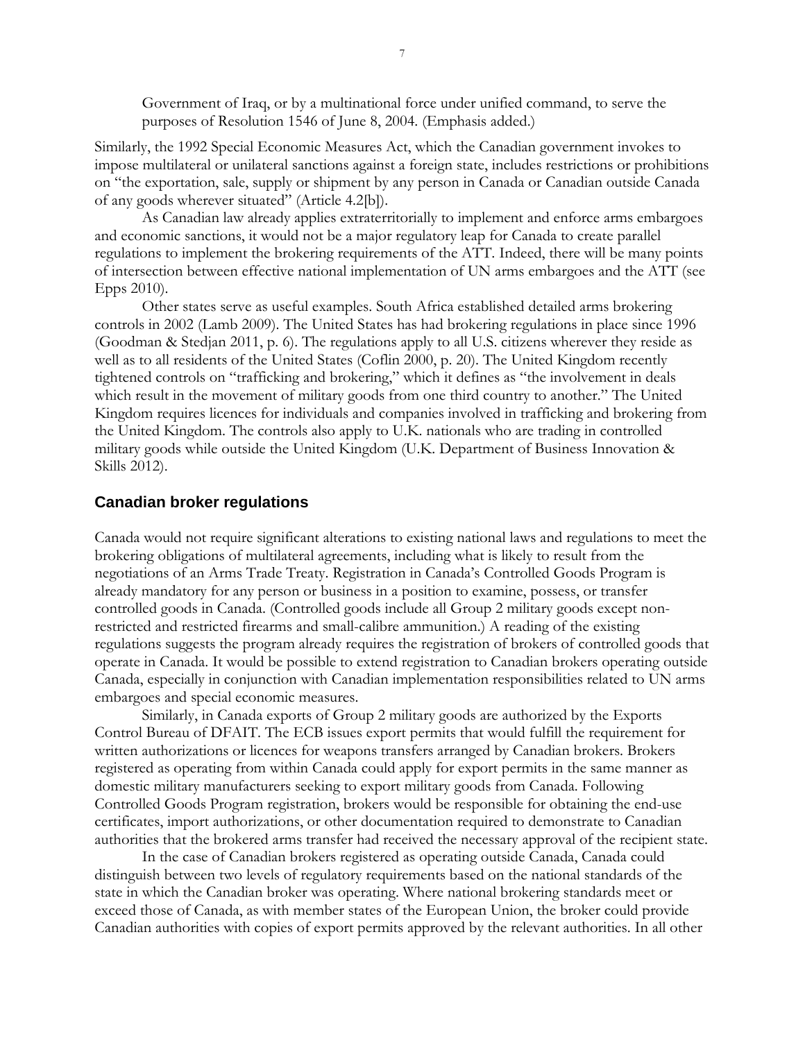> Government of Iraq, or by a multinational force under unified command, to serve the purposes of Resolution 1546 of June 8, 2004. (Emphasis added.)

Similarly, the 1992 Special Economic Measures Act, which the Canadian government invokes to impose multilateral or unilateral sanctions against a foreign state, includes restrictions or prohibitions on "the exportation, sale, supply or shipment by any person in Canada or Canadian outside Canada of any goods wherever situated" (Article 4.2[b]).

As Canadian law already applies extraterritorially to implement and enforce arms embargoes and economic sanctions, it would not be a major regulatory leap for Canada to create parallel regulations to implement the brokering requirements of the ATT. Indeed, there will be many points of intersection between effective national implementation of UN arms embargoes and the ATT (see Epps 2010).

Other states serve as useful examples. South Africa established detailed arms brokering controls in 2002 (Lamb 2009). The United States has had brokering regulations in place since 1996 (Goodman & Stedjan 2011, p. 6). The regulations apply to all U.S. citizens wherever they reside as well as to all residents of the United States (Coflin 2000, p. 20). The United Kingdom recently tightened controls on "trafficking and brokering," which it defines as "the involvement in deals which result in the movement of military goods from one third country to another." The United Kingdom requires licences for individuals and companies involved in trafficking and brokering from the United Kingdom. The controls also apply to U.K. nationals who are trading in controlled military goods while outside the United Kingdom (U.K. Department of Business Innovation & Skills 2012).

## Canadian broker regulations

Canada would not require significant alterations to existing national laws and regulations to meet the brokering obligations of multilateral agreements, including what is likely to result from the negotiations of an Arms Trade Treaty. Registration in Canada's Controlled Goods Program is already mandatory for any person or business in a position to examine, possess, or transfer controlled goods in Canada. (Controlled goods include all Group 2 military goods except non-restricted and restricted firearms and small-calibre ammunition.) A reading of the existing regulations suggests the program already requires the registration of brokers of controlled goods that operate in Canada. It would be possible to extend registration to Canadian brokers operating outside Canada, especially in conjunction with Canadian implementation responsibilities related to UN arms embargoes and special economic measures.

Similarly, in Canada exports of Group 2 military goods are authorized by the Exports Control Bureau of DFAIT. The ECB issues export permits that would fulfill the requirement for written authorizations or licences for weapons transfers arranged by Canadian brokers. Brokers registered as operating from within Canada could apply for export permits in the same manner as domestic military manufacturers seeking to export military goods from Canada. Following Controlled Goods Program registration, brokers would be responsible for obtaining the end-use certificates, import authorizations, or other documentation required to demonstrate to Canadian authorities that the brokered arms transfer had received the necessary approval of the recipient state.

In the case of Canadian brokers registered as operating outside Canada, Canada could distinguish between two levels of regulatory requirements based on the national standards of the state in which the Canadian broker was operating. Where national brokering standards meet or exceed those of Canada, as with member states of the European Union, the broker could provide Canadian authorities with copies of export permits approved by the relevant authorities. In all other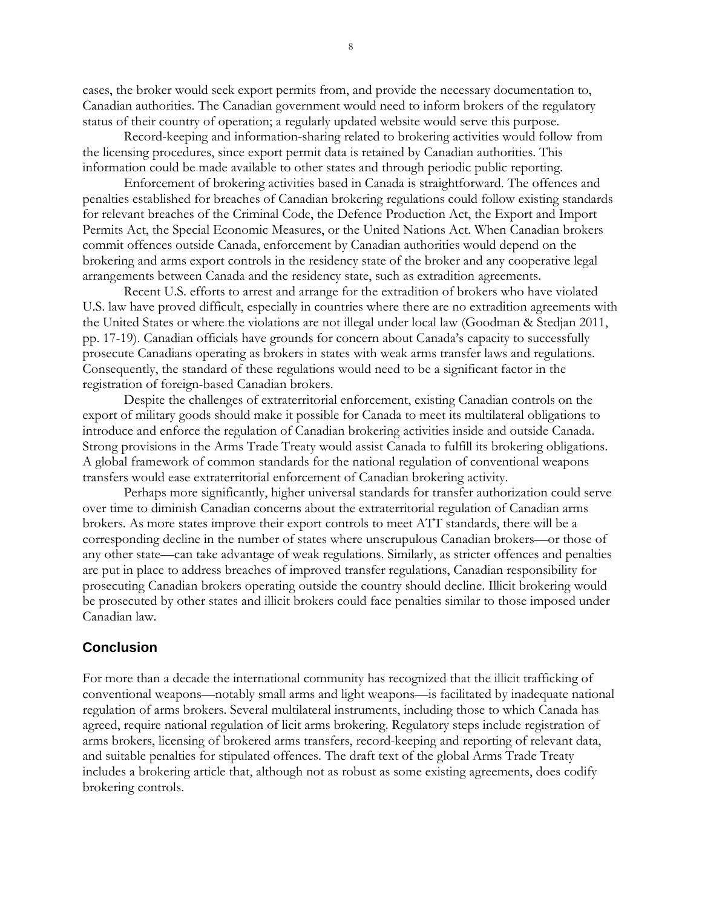cases, the broker would seek export permits from, and provide the necessary documentation to, Canadian authorities. The Canadian government would need to inform brokers of the regulatory status of their country of operation; a regularly updated website would serve this purpose.

Record-keeping and information-sharing related to brokering activities would follow from the licensing procedures, since export permit data is retained by Canadian authorities. This information could be made available to other states and through periodic public reporting.

Enforcement of brokering activities based in Canada is straightforward. The offences and penalties established for breaches of Canadian brokering regulations could follow existing standards for relevant breaches of the Criminal Code, the Defence Production Act, the Export and Import Permits Act, the Special Economic Measures, or the United Nations Act. When Canadian brokers commit offences outside Canada, enforcement by Canadian authorities would depend on the brokering and arms export controls in the residency state of the broker and any cooperative legal arrangements between Canada and the residency state, such as extradition agreements.

Recent U.S. efforts to arrest and arrange for the extradition of brokers who have violated U.S. law have proved difficult, especially in countries where there are no extradition agreements with the United States or where the violations are not illegal under local law (Goodman & Stedjan 2011, pp. 17-19). Canadian officials have grounds for concern about Canada's capacity to successfully prosecute Canadians operating as brokers in states with weak arms transfer laws and regulations. Consequently, the standard of these regulations would need to be a significant factor in the registration of foreign-based Canadian brokers.

Despite the challenges of extraterritorial enforcement, existing Canadian controls on the export of military goods should make it possible for Canada to meet its multilateral obligations to introduce and enforce the regulation of Canadian brokering activities inside and outside Canada. Strong provisions in the Arms Trade Treaty would assist Canada to fulfill its brokering obligations. A global framework of common standards for the national regulation of conventional weapons transfers would ease extraterritorial enforcement of Canadian brokering activity.

Perhaps more significantly, higher universal standards for transfer authorization could serve over time to diminish Canadian concerns about the extraterritorial regulation of Canadian arms brokers. As more states improve their export controls to meet ATT standards, there will be a corresponding decline in the number of states where unscrupulous Canadian brokers—or those of any other state—can take advantage of weak regulations. Similarly, as stricter offences and penalties are put in place to address breaches of improved transfer regulations, Canadian responsibility for prosecuting Canadian brokers operating outside the country should decline. Illicit brokering would be prosecuted by other states and illicit brokers could face penalties similar to those imposed under Canadian law.

## Conclusion

For more than a decade the international community has recognized that the illicit trafficking of conventional weapons—notably small arms and light weapons—is facilitated by inadequate national regulation of arms brokers. Several multilateral instruments, including those to which Canada has agreed, require national regulation of licit arms brokering. Regulatory steps include registration of arms brokers, licensing of brokered arms transfers, record-keeping and reporting of relevant data, and suitable penalties for stipulated offences. The draft text of the global Arms Trade Treaty includes a brokering article that, although not as robust as some existing agreements, does codify brokering controls.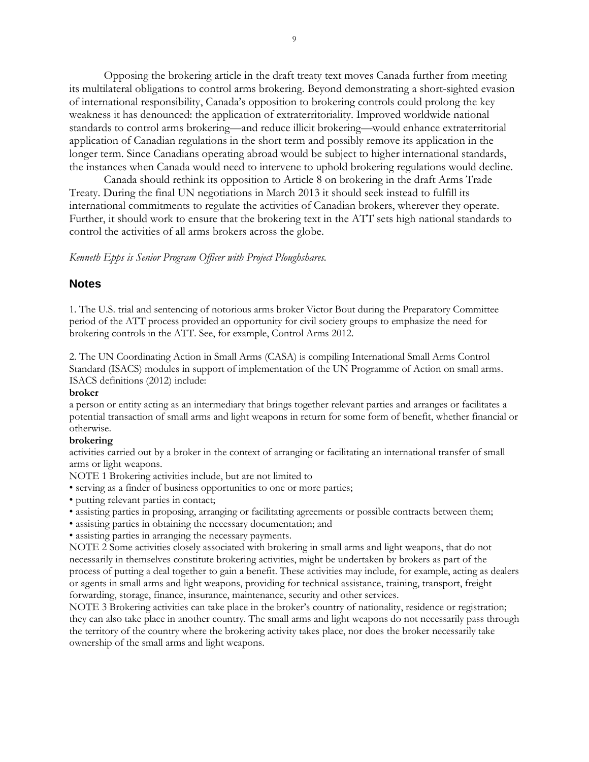Opposing the brokering article in the draft treaty text moves Canada further from meeting its multilateral obligations to control arms brokering. Beyond demonstrating a short-sighted evasion of international responsibility, Canada's opposition to brokering controls could prolong the key weakness it has denounced: the application of extraterritoriality. Improved worldwide national standards to control arms brokering—and reduce illicit brokering—would enhance extraterritorial application of Canadian regulations in the short term and possibly remove its application in the longer term. Since Canadians operating abroad would be subject to higher international standards, the instances when Canada would need to intervene to uphold brokering regulations would decline.

Canada should rethink its opposition to Article 8 on brokering in the draft Arms Trade Treaty. During the final UN negotiations in March 2013 it should seek instead to fulfill its international commitments to regulate the activities of Canadian brokers, wherever they operate. Further, it should work to ensure that the brokering text in the ATT sets high national standards to control the activities of all arms brokers across the globe.

*Kenneth Epps is Senior Program Officer with Project Ploughshares.*

## Notes

1. The U.S. trial and sentencing of notorious arms broker Victor Bout during the Preparatory Committee period of the ATT process provided an opportunity for civil society groups to emphasize the need for brokering controls in the ATT. See, for example, Control Arms 2012.

2. The UN Coordinating Action in Small Arms (CASA) is compiling International Small Arms Control Standard (ISACS) modules in support of implementation of the UN Programme of Action on small arms. ISACS definitions (2012) include:

**broker**

a person or entity acting as an intermediary that brings together relevant parties and arranges or facilitates a potential transaction of small arms and light weapons in return for some form of benefit, whether financial or otherwise.

**brokering**

activities carried out by a broker in the context of arranging or facilitating an international transfer of small arms or light weapons.

NOTE 1 Brokering activities include, but are not limited to

- serving as a finder of business opportunities to one or more parties;
- putting relevant parties in contact;
- assisting parties in proposing, arranging or facilitating agreements or possible contracts between them;
- assisting parties in obtaining the necessary documentation; and
- assisting parties in arranging the necessary payments.

NOTE 2 Some activities closely associated with brokering in small arms and light weapons, that do not necessarily in themselves constitute brokering activities, might be undertaken by brokers as part of the process of putting a deal together to gain a benefit. These activities may include, for example, acting as dealers or agents in small arms and light weapons, providing for technical assistance, training, transport, freight forwarding, storage, finance, insurance, maintenance, security and other services.

NOTE 3 Brokering activities can take place in the broker's country of nationality, residence or registration; they can also take place in another country. The small arms and light weapons do not necessarily pass through the territory of the country where the brokering activity takes place, nor does the broker necessarily take ownership of the small arms and light weapons.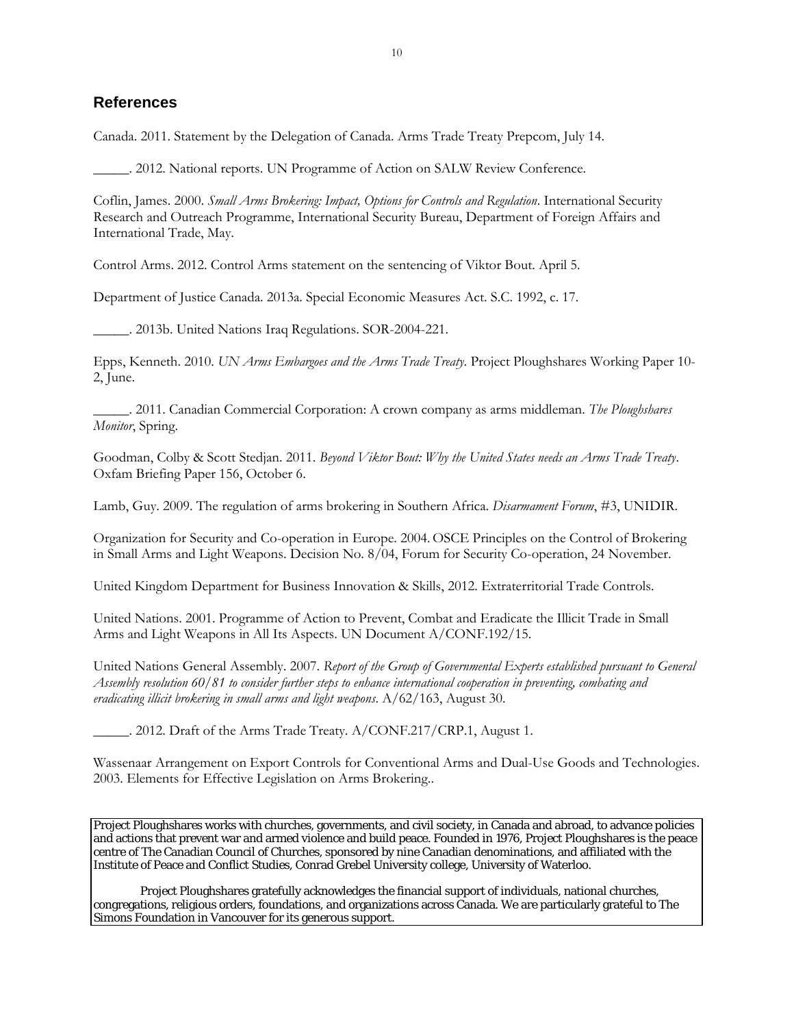## References

Canada. 2011. Statement by the Delegation of Canada. Arms Trade Treaty Prepcom, July 14.

_____. 2012. National reports. UN Programme of Action on SALW Review Conference.

Coflin, James. 2000. *Small Arms Brokering: Impact, Options for Controls and Regulation*. International Security Research and Outreach Programme, International Security Bureau, Department of Foreign Affairs and International Trade, May.

Control Arms. 2012. Control Arms statement on the sentencing of Viktor Bout. April 5.

Department of Justice Canada. 2013a. Special Economic Measures Act. S.C. 1992, c. 17.

_____. 2013b. United Nations Iraq Regulations. SOR-2004-221.

Epps, Kenneth. 2010. *UN Arms Embargoes and the Arms Trade Treaty*. Project Ploughshares Working Paper 10-2, June.

_____. 2011. Canadian Commercial Corporation: A crown company as arms middleman. *The Ploughshares Monitor*, Spring.

Goodman, Colby & Scott Stedjan. 2011. *Beyond Viktor Bout: Why the United States needs an Arms Trade Treaty*. Oxfam Briefing Paper 156, October 6.

Lamb, Guy. 2009. The regulation of arms brokering in Southern Africa. *Disarmament Forum*, #3, UNIDIR.

Organization for Security and Co-operation in Europe. 2004. OSCE Principles on the Control of Brokering in Small Arms and Light Weapons. Decision No. 8/04, Forum for Security Co-operation, 24 November.

United Kingdom Department for Business Innovation & Skills, 2012. Extraterritorial Trade Controls.

United Nations. 2001. Programme of Action to Prevent, Combat and Eradicate the Illicit Trade in Small Arms and Light Weapons in All Its Aspects. UN Document A/CONF.192/15.

United Nations General Assembly. 2007. *Report of the Group of Governmental Experts established pursuant to General Assembly resolution 60/81 to consider further steps to enhance international cooperation in preventing, combating and eradicating illicit brokering in small arms and light weapons*. A/62/163, August 30.

_____. 2012. Draft of the Arms Trade Treaty. A/CONF.217/CRP.1, August 1.

Wassenaar Arrangement on Export Controls for Conventional Arms and Dual-Use Goods and Technologies. 2003. Elements for Effective Legislation on Arms Brokering..

Project Ploughshares works with churches, governments, and civil society, in Canada and abroad, to advance policies and actions that prevent war and armed violence and build peace. Founded in 1976, Project Ploughshares is the peace centre of The Canadian Council of Churches, sponsored by nine Canadian denominations, and affiliated with the Institute of Peace and Conflict Studies, Conrad Grebel University college, University of Waterloo.

Project Ploughshares gratefully acknowledges the financial support of individuals, national churches, congregations, religious orders, foundations, and organizations across Canada. We are particularly grateful to The Simons Foundation in Vancouver for its generous support.